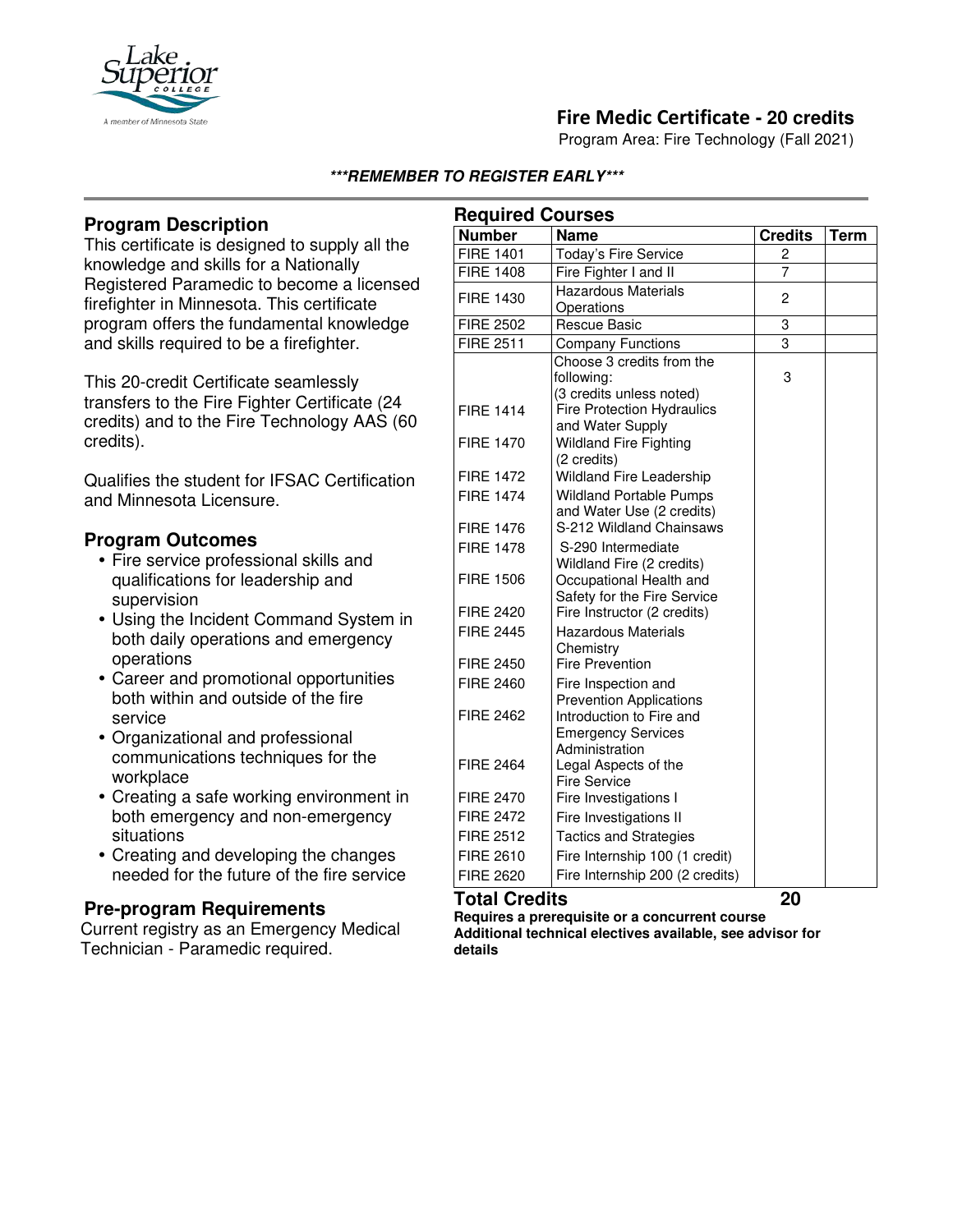# Fire Medic Certificate - 20 credits

Program Area: Fire Technology (Fall 2021)

***REMEMBER TO REGISTER EARLY***

## Program Description

This certificate is designed to supply all the knowledge and skills for a Nationally Registered Paramedic to become a licensed firefighter in Minnesota. This certificate program offers the fundamental knowledge and skills required to be a firefighter.

This 20-credit Certificate seamlessly transfers to the Fire Fighter Certificate (24 credits) and to the Fire Technology AAS (60 credits).

Qualifies the student for IFSAC Certification and Minnesota Licensure.

## Program Outcomes

- Fire service professional skills and qualifications for leadership and supervision
- Using the Incident Command System in both daily operations and emergency operations
- Career and promotional opportunities both within and outside of the fire service
- Organizational and professional communications techniques for the workplace
- Creating a safe working environment in both emergency and non-emergency situations
- Creating and developing the changes needed for the future of the fire service

## Pre-program Requirements

Current registry as an Emergency Medical Technician - Paramedic required.

## Required Courses

| Number | Name | Credits | Term |
|---|---|---|---|
| FIRE 1401 | Today's Fire Service | 2 | |
| FIRE 1408 | Fire Fighter I and II | 7 | |
| FIRE 1430 | Hazardous Materials Operations | 2 | |
| FIRE 2502 | Rescue Basic | 3 | |
| FIRE 2511 | Company Functions | 3 | |
| | Choose 3 credits from the following: (3 credits unless noted) | 3 | |
| FIRE 1414 | Fire Protection Hydraulics and Water Supply | | |
| FIRE 1470 | Wildland Fire Fighting (2 credits) | | |
| FIRE 1472 | Wildland Fire Leadership | | |
| FIRE 1474 | Wildland Portable Pumps and Water Use (2 credits) | | |
| FIRE 1476 | S-212 Wildland Chainsaws | | |
| FIRE 1478 | S-290 Intermediate Wildland Fire (2 credits) | | |
| FIRE 1506 | Occupational Health and Safety for the Fire Service | | |
| FIRE 2420 | Fire Instructor (2 credits) | | |
| FIRE 2445 | Hazardous Materials Chemistry | | |
| FIRE 2450 | Fire Prevention | | |
| FIRE 2460 | Fire Inspection and Prevention Applications | | |
| FIRE 2462 | Introduction to Fire and Emergency Services Administration | | |
| FIRE 2464 | Legal Aspects of the Fire Service | | |
| FIRE 2470 | Fire Investigations I | | |
| FIRE 2472 | Fire Investigations II | | |
| FIRE 2512 | Tactics and Strategies | | |
| FIRE 2610 | Fire Internship 100 (1 credit) | | |
| FIRE 2620 | Fire Internship 200 (2 credits) | | |
| **Total Credits** | | **20** | |

**Requires a prerequisite or a concurrent course**
**Additional technical electives available, see advisor for details**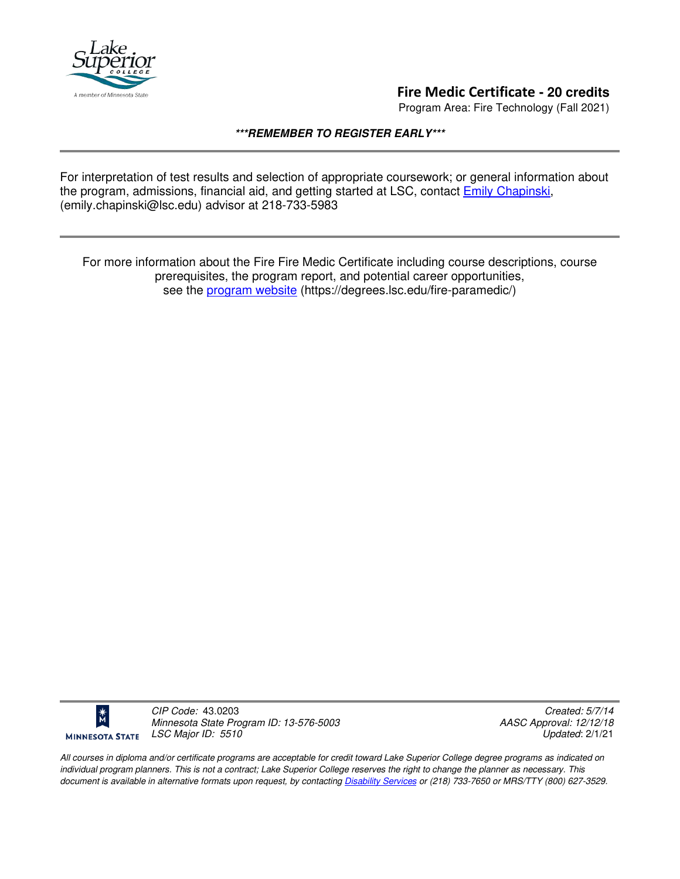# Fire Medic Certificate - 20 credits

Program Area: Fire Technology (Fall 2021)

***REMEMBER TO REGISTER EARLY***

For interpretation of test results and selection of appropriate coursework; or general information about the program, admissions, financial aid, and getting started at LSC, contact Emily Chapinski, (emily.chapinski@lsc.edu) advisor at 218-733-5983

For more information about the Fire Fire Medic Certificate including course descriptions, course prerequisites, the program report, and potential career opportunities, see the program website (https://degrees.lsc.edu/fire-paramedic/)

*CIP Code:* 43.0203
*Minnesota State Program ID: 13-576-5003*
*LSC Major ID: 5510*

*Created: 5/7/14*
*AASC Approval: 12/12/18*
*Updated*: 2/1/21

*All courses in diploma and/or certificate programs are acceptable for credit toward Lake Superior College degree programs as indicated on individual program planners. This is not a contract; Lake Superior College reserves the right to change the planner as necessary. This document is available in alternative formats upon request, by contacting Disability Services or (218) 733-7650 or MRS/TTY (800) 627-3529.*